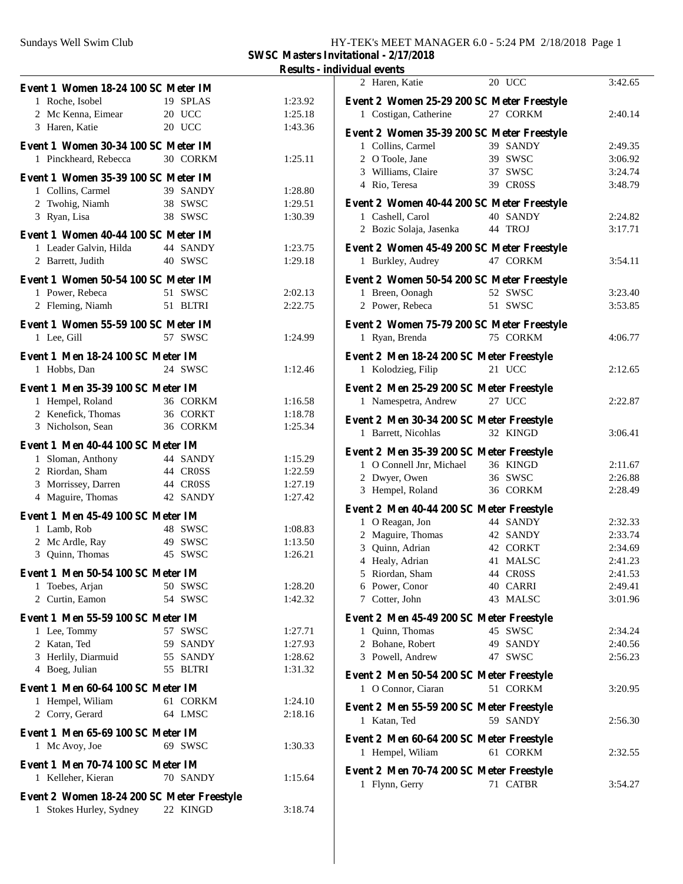SWSC Masters Invitational - 2/17/2018

Results - individual events

### Event 1 Women 18-24 100 SC Meter IM

| | Name | Age | Team | Time |
|---|---|---|---|---|
| 1 | Roche, Isobel | 19 | SPLAS | 1:23.92 |
| 2 | Mc Kenna, Eimear | 20 | UCC | 1:25.18 |
| 3 | Haren, Katie | 20 | UCC | 1:43.36 |

### Event 1 Women 30-34 100 SC Meter IM

| | Name | Age | Team | Time |
|---|---|---|---|---|
| 1 | Pinckheard, Rebecca | 30 | CORKM | 1:25.11 |

### Event 1 Women 35-39 100 SC Meter IM

| | Name | Age | Team | Time |
|---|---|---|---|---|
| 1 | Collins, Carmel | 39 | SANDY | 1:28.80 |
| 2 | Twohig, Niamh | 38 | SWSC | 1:29.51 |
| 3 | Ryan, Lisa | 38 | SWSC | 1:30.39 |

### Event 1 Women 40-44 100 SC Meter IM

| | Name | Age | Team | Time |
|---|---|---|---|---|
| 1 | Leader Galvin, Hilda | 44 | SANDY | 1:23.75 |
| 2 | Barrett, Judith | 40 | SWSC | 1:29.18 |

### Event 1 Women 50-54 100 SC Meter IM

| | Name | Age | Team | Time |
|---|---|---|---|---|
| 1 | Power, Rebeca | 51 | SWSC | 2:02.13 |
| 2 | Fleming, Niamh | 51 | BLTRI | 2:22.75 |

### Event 1 Women 55-59 100 SC Meter IM

| | Name | Age | Team | Time |
|---|---|---|---|---|
| 1 | Lee, Gill | 57 | SWSC | 1:24.99 |

### Event 1 Men 18-24 100 SC Meter IM

| | Name | Age | Team | Time |
|---|---|---|---|---|
| 1 | Hobbs, Dan | 24 | SWSC | 1:12.46 |

### Event 1 Men 35-39 100 SC Meter IM

| | Name | Age | Team | Time |
|---|---|---|---|---|
| 1 | Hempel, Roland | 36 | CORKM | 1:16.58 |
| 2 | Kenefick, Thomas | 36 | CORKT | 1:18.78 |
| 3 | Nicholson, Sean | 36 | CORKM | 1:25.34 |

### Event 1 Men 40-44 100 SC Meter IM

| | Name | Age | Team | Time |
|---|---|---|---|---|
| 1 | Sloman, Anthony | 44 | SANDY | 1:15.29 |
| 2 | Riordan, Sham | 44 | CR0SS | 1:22.59 |
| 3 | Morrissey, Darren | 44 | CR0SS | 1:27.19 |
| 4 | Maguire, Thomas | 42 | SANDY | 1:27.42 |

### Event 1 Men 45-49 100 SC Meter IM

| | Name | Age | Team | Time |
|---|---|---|---|---|
| 1 | Lamb, Rob | 48 | SWSC | 1:08.83 |
| 2 | Mc Ardle, Ray | 49 | SWSC | 1:13.50 |
| 3 | Quinn, Thomas | 45 | SWSC | 1:26.21 |

### Event 1 Men 50-54 100 SC Meter IM

| | Name | Age | Team | Time |
|---|---|---|---|---|
| 1 | Toebes, Arjan | 50 | SWSC | 1:28.20 |
| 2 | Curtin, Eamon | 54 | SWSC | 1:42.32 |

### Event 1 Men 55-59 100 SC Meter IM

| | Name | Age | Team | Time |
|---|---|---|---|---|
| 1 | Lee, Tommy | 57 | SWSC | 1:27.71 |
| 2 | Katan, Ted | 59 | SANDY | 1:27.93 |
| 3 | Herlily, Diarmuid | 55 | SANDY | 1:28.62 |
| 4 | Boeg, Julian | 55 | BLTRI | 1:31.32 |

### Event 1 Men 60-64 100 SC Meter IM

| | Name | Age | Team | Time |
|---|---|---|---|---|
| 1 | Hempel, Wiliam | 61 | CORKM | 1:24.10 |
| 2 | Corry, Gerard | 64 | LMSC | 2:18.16 |

### Event 1 Men 65-69 100 SC Meter IM

| | Name | Age | Team | Time |
|---|---|---|---|---|
| 1 | Mc Avoy, Joe | 69 | SWSC | 1:30.33 |

### Event 1 Men 70-74 100 SC Meter IM

| | Name | Age | Team | Time |
|---|---|---|---|---|
| 1 | Kelleher, Kieran | 70 | SANDY | 1:15.64 |

### Event 2 Women 18-24 200 SC Meter Freestyle

| | Name | Age | Team | Time |
|---|---|---|---|---|
| 1 | Stokes Hurley, Sydney | 22 | KINGD | 3:18.74 |
| 2 | Haren, Katie | 20 | UCC | 3:42.65 |

### Event 2 Women 25-29 200 SC Meter Freestyle

| | Name | Age | Team | Time |
|---|---|---|---|---|
| 1 | Costigan, Catherine | 27 | CORKM | 2:40.14 |

### Event 2 Women 35-39 200 SC Meter Freestyle

| | Name | Age | Team | Time |
|---|---|---|---|---|
| 1 | Collins, Carmel | 39 | SANDY | 2:49.35 |
| 2 | O Toole, Jane | 39 | SWSC | 3:06.92 |
| 3 | Williams, Claire | 37 | SWSC | 3:24.74 |
| 4 | Rio, Teresa | 39 | CR0SS | 3:48.79 |

### Event 2 Women 40-44 200 SC Meter Freestyle

| | Name | Age | Team | Time |
|---|---|---|---|---|
| 1 | Cashell, Carol | 40 | SANDY | 2:24.82 |
| 2 | Bozic Solaja, Jasenka | 44 | TROJ | 3:17.71 |

### Event 2 Women 45-49 200 SC Meter Freestyle

| | Name | Age | Team | Time |
|---|---|---|---|---|
| 1 | Burkley, Audrey | 47 | CORKM | 3:54.11 |

### Event 2 Women 50-54 200 SC Meter Freestyle

| | Name | Age | Team | Time |
|---|---|---|---|---|
| 1 | Breen, Oonagh | 52 | SWSC | 3:23.40 |
| 2 | Power, Rebeca | 51 | SWSC | 3:53.85 |

### Event 2 Women 75-79 200 SC Meter Freestyle

| | Name | Age | Team | Time |
|---|---|---|---|---|
| 1 | Ryan, Brenda | 75 | CORKM | 4:06.77 |

### Event 2 Men 18-24 200 SC Meter Freestyle

| | Name | Age | Team | Time |
|---|---|---|---|---|
| 1 | Kolodzieg, Filip | 21 | UCC | 2:12.65 |

### Event 2 Men 25-29 200 SC Meter Freestyle

| | Name | Age | Team | Time |
|---|---|---|---|---|
| 1 | Namespetra, Andrew | 27 | UCC | 2:22.87 |

### Event 2 Men 30-34 200 SC Meter Freestyle

| | Name | Age | Team | Time |
|---|---|---|---|---|
| 1 | Barrett, Nicohlas | 32 | KINGD | 3:06.41 |

### Event 2 Men 35-39 200 SC Meter Freestyle

| | Name | Age | Team | Time |
|---|---|---|---|---|
| 1 | O Connell Jnr, Michael | 36 | KINGD | 2:11.67 |
| 2 | Dwyer, Owen | 36 | SWSC | 2:26.88 |
| 3 | Hempel, Roland | 36 | CORKM | 2:28.49 |

### Event 2 Men 40-44 200 SC Meter Freestyle

| | Name | Age | Team | Time |
|---|---|---|---|---|
| 1 | O Reagan, Jon | 44 | SANDY | 2:32.33 |
| 2 | Maguire, Thomas | 42 | SANDY | 2:33.74 |
| 3 | Quinn, Adrian | 42 | CORKT | 2:34.69 |
| 4 | Healy, Adrian | 41 | MALSC | 2:41.23 |
| 5 | Riordan, Sham | 44 | CR0SS | 2:41.53 |
| 6 | Power, Conor | 40 | CARRI | 2:49.41 |
| 7 | Cotter, John | 43 | MALSC | 3:01.96 |

### Event 2 Men 45-49 200 SC Meter Freestyle

| | Name | Age | Team | Time |
|---|---|---|---|---|
| 1 | Quinn, Thomas | 45 | SWSC | 2:34.24 |
| 2 | Bohane, Robert | 49 | SANDY | 2:40.56 |
| 3 | Powell, Andrew | 47 | SWSC | 2:56.23 |

### Event 2 Men 50-54 200 SC Meter Freestyle

| | Name | Age | Team | Time |
|---|---|---|---|---|
| 1 | O Connor, Ciaran | 51 | CORKM | 3:20.95 |

### Event 2 Men 55-59 200 SC Meter Freestyle

| | Name | Age | Team | Time |
|---|---|---|---|---|
| 1 | Katan, Ted | 59 | SANDY | 2:56.30 |

### Event 2 Men 60-64 200 SC Meter Freestyle

| | Name | Age | Team | Time |
|---|---|---|---|---|
| 1 | Hempel, Wiliam | 61 | CORKM | 2:32.55 |

### Event 2 Men 70-74 200 SC Meter Freestyle

| | Name | Age | Team | Time |
|---|---|---|---|---|
| 1 | Flynn, Gerry | 71 | CATBR | 3:54.27 |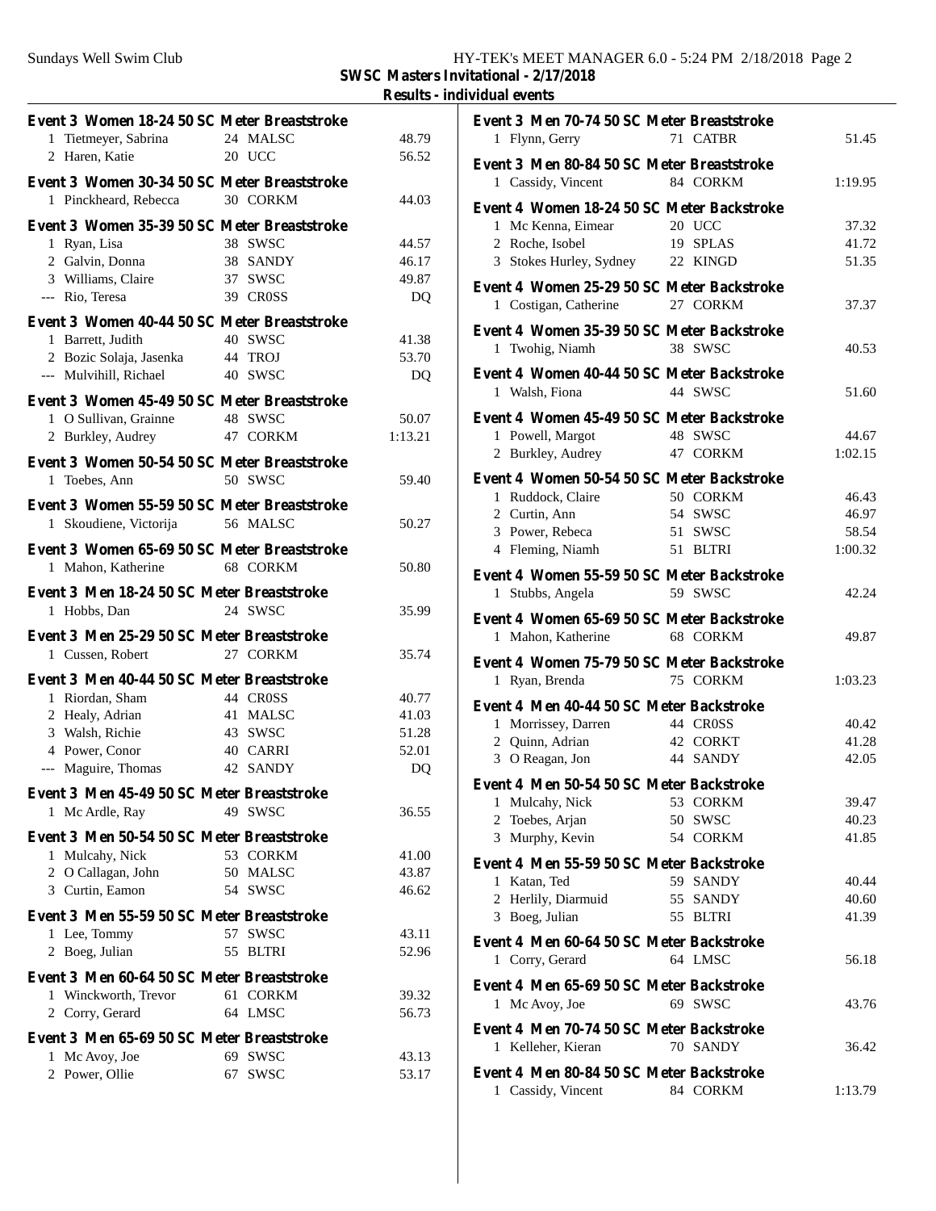**SWSC Masters Invitational - 2/17/2018**

**Results - individual events**

### Event 3 Women 18-24 50 SC Meter Breaststroke

| | Name | Age | Team | Time |
|---|---|---|---|---|
| 1 | Tietmeyer, Sabrina | 24 | MALSC | 48.79 |
| 2 | Haren, Katie | 20 | UCC | 56.52 |

### Event 3 Women 30-34 50 SC Meter Breaststroke

| | Name | Age | Team | Time |
|---|---|---|---|---|
| 1 | Pinckheard, Rebecca | 30 | CORKM | 44.03 |

### Event 3 Women 35-39 50 SC Meter Breaststroke

| | Name | Age | Team | Time |
|---|---|---|---|---|
| 1 | Ryan, Lisa | 38 | SWSC | 44.57 |
| 2 | Galvin, Donna | 38 | SANDY | 46.17 |
| 3 | Williams, Claire | 37 | SWSC | 49.87 |
| --- | Rio, Teresa | 39 | CR0SS | DQ |

### Event 3 Women 40-44 50 SC Meter Breaststroke

| | Name | Age | Team | Time |
|---|---|---|---|---|
| 1 | Barrett, Judith | 40 | SWSC | 41.38 |
| 2 | Bozic Solaja, Jasenka | 44 | TROJ | 53.70 |
| --- | Mulvihill, Richael | 40 | SWSC | DQ |

### Event 3 Women 45-49 50 SC Meter Breaststroke

| | Name | Age | Team | Time |
|---|---|---|---|---|
| 1 | O Sullivan, Grainne | 48 | SWSC | 50.07 |
| 2 | Burkley, Audrey | 47 | CORKM | 1:13.21 |

### Event 3 Women 50-54 50 SC Meter Breaststroke

| | Name | Age | Team | Time |
|---|---|---|---|---|
| 1 | Toebes, Ann | 50 | SWSC | 59.40 |

### Event 3 Women 55-59 50 SC Meter Breaststroke

| | Name | Age | Team | Time |
|---|---|---|---|---|
| 1 | Skoudiene, Victorija | 56 | MALSC | 50.27 |

### Event 3 Women 65-69 50 SC Meter Breaststroke

| | Name | Age | Team | Time |
|---|---|---|---|---|
| 1 | Mahon, Katherine | 68 | CORKM | 50.80 |

### Event 3 Men 18-24 50 SC Meter Breaststroke

| | Name | Age | Team | Time |
|---|---|---|---|---|
| 1 | Hobbs, Dan | 24 | SWSC | 35.99 |

### Event 3 Men 25-29 50 SC Meter Breaststroke

| | Name | Age | Team | Time |
|---|---|---|---|---|
| 1 | Cussen, Robert | 27 | CORKM | 35.74 |

### Event 3 Men 40-44 50 SC Meter Breaststroke

| | Name | Age | Team | Time |
|---|---|---|---|---|
| 1 | Riordan, Sham | 44 | CR0SS | 40.77 |
| 2 | Healy, Adrian | 41 | MALSC | 41.03 |
| 3 | Walsh, Richie | 43 | SWSC | 51.28 |
| 4 | Power, Conor | 40 | CARRI | 52.01 |
| --- | Maguire, Thomas | 42 | SANDY | DQ |

### Event 3 Men 45-49 50 SC Meter Breaststroke

| | Name | Age | Team | Time |
|---|---|---|---|---|
| 1 | Mc Ardle, Ray | 49 | SWSC | 36.55 |

### Event 3 Men 50-54 50 SC Meter Breaststroke

| | Name | Age | Team | Time |
|---|---|---|---|---|
| 1 | Mulcahy, Nick | 53 | CORKM | 41.00 |
| 2 | O Callagan, John | 50 | MALSC | 43.87 |
| 3 | Curtin, Eamon | 54 | SWSC | 46.62 |

### Event 3 Men 55-59 50 SC Meter Breaststroke

| | Name | Age | Team | Time |
|---|---|---|---|---|
| 1 | Lee, Tommy | 57 | SWSC | 43.11 |
| 2 | Boeg, Julian | 55 | BLTRI | 52.96 |

### Event 3 Men 60-64 50 SC Meter Breaststroke

| | Name | Age | Team | Time |
|---|---|---|---|---|
| 1 | Winckworth, Trevor | 61 | CORKM | 39.32 |
| 2 | Corry, Gerard | 64 | LMSC | 56.73 |

### Event 3 Men 65-69 50 SC Meter Breaststroke

| | Name | Age | Team | Time |
|---|---|---|---|---|
| 1 | Mc Avoy, Joe | 69 | SWSC | 43.13 |
| 2 | Power, Ollie | 67 | SWSC | 53.17 |

### Event 3 Men 70-74 50 SC Meter Breaststroke

| | Name | Age | Team | Time |
|---|---|---|---|---|
| 1 | Flynn, Gerry | 71 | CATBR | 51.45 |

### Event 3 Men 80-84 50 SC Meter Breaststroke

| | Name | Age | Team | Time |
|---|---|---|---|---|
| 1 | Cassidy, Vincent | 84 | CORKM | 1:19.95 |

### Event 4 Women 18-24 50 SC Meter Backstroke

| | Name | Age | Team | Time |
|---|---|---|---|---|
| 1 | Mc Kenna, Eimear | 20 | UCC | 37.32 |
| 2 | Roche, Isobel | 19 | SPLAS | 41.72 |
| 3 | Stokes Hurley, Sydney | 22 | KINGD | 51.35 |

### Event 4 Women 25-29 50 SC Meter Backstroke

| | Name | Age | Team | Time |
|---|---|---|---|---|
| 1 | Costigan, Catherine | 27 | CORKM | 37.37 |

### Event 4 Women 35-39 50 SC Meter Backstroke

| | Name | Age | Team | Time |
|---|---|---|---|---|
| 1 | Twohig, Niamh | 38 | SWSC | 40.53 |

### Event 4 Women 40-44 50 SC Meter Backstroke

| | Name | Age | Team | Time |
|---|---|---|---|---|
| 1 | Walsh, Fiona | 44 | SWSC | 51.60 |

### Event 4 Women 45-49 50 SC Meter Backstroke

| | Name | Age | Team | Time |
|---|---|---|---|---|
| 1 | Powell, Margot | 48 | SWSC | 44.67 |
| 2 | Burkley, Audrey | 47 | CORKM | 1:02.15 |

### Event 4 Women 50-54 50 SC Meter Backstroke

| | Name | Age | Team | Time |
|---|---|---|---|---|
| 1 | Ruddock, Claire | 50 | CORKM | 46.43 |
| 2 | Curtin, Ann | 54 | SWSC | 46.97 |
| 3 | Power, Rebeca | 51 | SWSC | 58.54 |
| 4 | Fleming, Niamh | 51 | BLTRI | 1:00.32 |

### Event 4 Women 55-59 50 SC Meter Backstroke

| | Name | Age | Team | Time |
|---|---|---|---|---|
| 1 | Stubbs, Angela | 59 | SWSC | 42.24 |

### Event 4 Women 65-69 50 SC Meter Backstroke

| | Name | Age | Team | Time |
|---|---|---|---|---|
| 1 | Mahon, Katherine | 68 | CORKM | 49.87 |

### Event 4 Women 75-79 50 SC Meter Backstroke

| | Name | Age | Team | Time |
|---|---|---|---|---|
| 1 | Ryan, Brenda | 75 | CORKM | 1:03.23 |

### Event 4 Men 40-44 50 SC Meter Backstroke

| | Name | Age | Team | Time |
|---|---|---|---|---|
| 1 | Morrissey, Darren | 44 | CR0SS | 40.42 |
| 2 | Quinn, Adrian | 42 | CORKT | 41.28 |
| 3 | O Reagan, Jon | 44 | SANDY | 42.05 |

### Event 4 Men 50-54 50 SC Meter Backstroke

| | Name | Age | Team | Time |
|---|---|---|---|---|
| 1 | Mulcahy, Nick | 53 | CORKM | 39.47 |
| 2 | Toebes, Arjan | 50 | SWSC | 40.23 |
| 3 | Murphy, Kevin | 54 | CORKM | 41.85 |

### Event 4 Men 55-59 50 SC Meter Backstroke

| | Name | Age | Team | Time |
|---|---|---|---|---|
| 1 | Katan, Ted | 59 | SANDY | 40.44 |
| 2 | Herlily, Diarmuid | 55 | SANDY | 40.60 |
| 3 | Boeg, Julian | 55 | BLTRI | 41.39 |

### Event 4 Men 60-64 50 SC Meter Backstroke

| | Name | Age | Team | Time |
|---|---|---|---|---|
| 1 | Corry, Gerard | 64 | LMSC | 56.18 |

### Event 4 Men 65-69 50 SC Meter Backstroke

| | Name | Age | Team | Time |
|---|---|---|---|---|
| 1 | Mc Avoy, Joe | 69 | SWSC | 43.76 |

### Event 4 Men 70-74 50 SC Meter Backstroke

| | Name | Age | Team | Time |
|---|---|---|---|---|
| 1 | Kelleher, Kieran | 70 | SANDY | 36.42 |

### Event 4 Men 80-84 50 SC Meter Backstroke

| | Name | Age | Team | Time |
|---|---|---|---|---|
| 1 | Cassidy, Vincent | 84 | CORKM | 1:13.79 |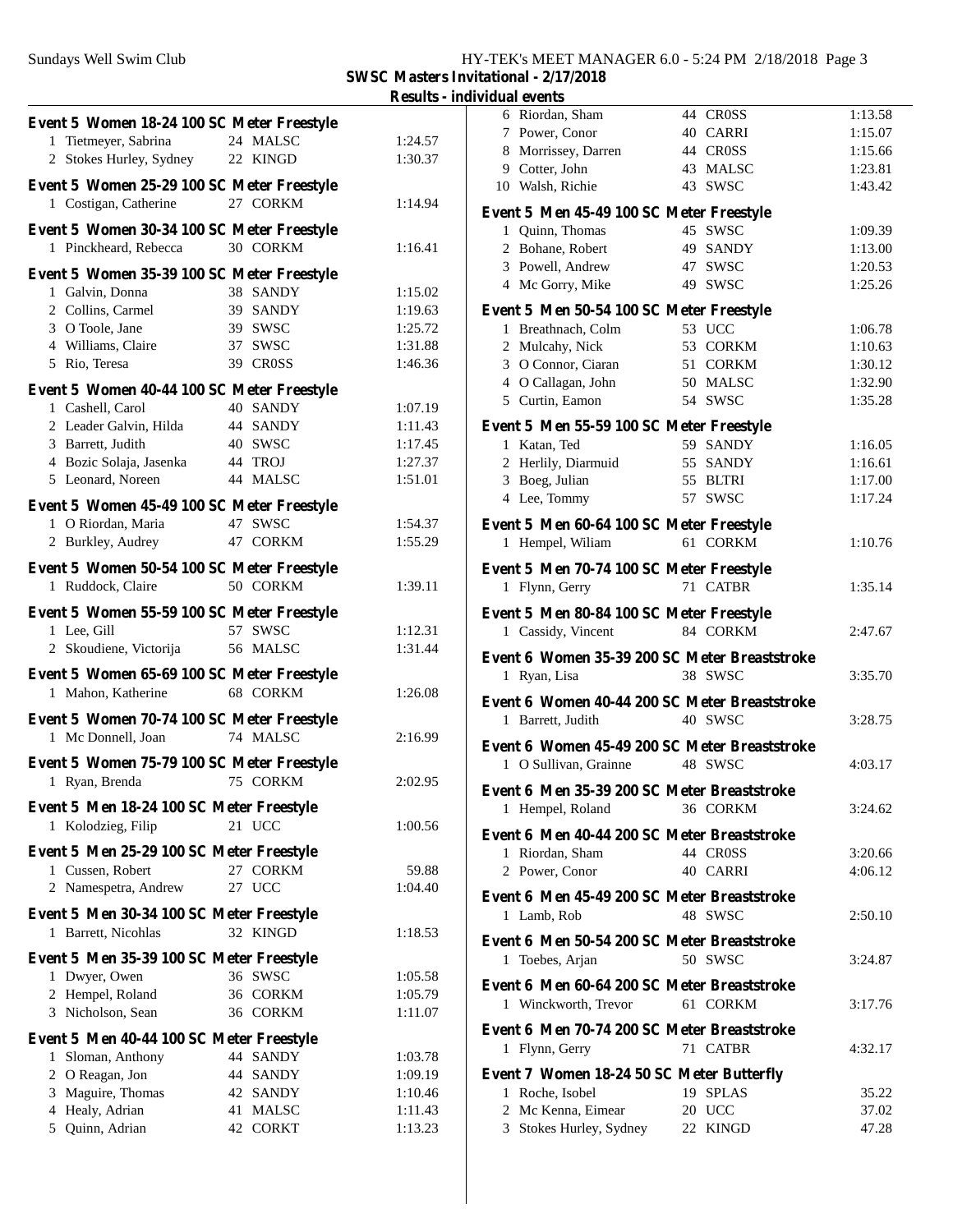**SWSC Masters Invitational - 2/17/2018**

**Results - individual events**

### Event 5 Women 18-24 100 SC Meter Freestyle

| | Name | Age | Team | Time |
|---|---|---|---|---|
| 1 | Tietmeyer, Sabrina | 24 | MALSC | 1:24.57 |
| 2 | Stokes Hurley, Sydney | 22 | KINGD | 1:30.37 |

### Event 5 Women 25-29 100 SC Meter Freestyle

| | Name | Age | Team | Time |
|---|---|---|---|---|
| 1 | Costigan, Catherine | 27 | CORKM | 1:14.94 |

### Event 5 Women 30-34 100 SC Meter Freestyle

| | Name | Age | Team | Time |
|---|---|---|---|---|
| 1 | Pinckheard, Rebecca | 30 | CORKM | 1:16.41 |

### Event 5 Women 35-39 100 SC Meter Freestyle

| | Name | Age | Team | Time |
|---|---|---|---|---|
| 1 | Galvin, Donna | 38 | SANDY | 1:15.02 |
| 2 | Collins, Carmel | 39 | SANDY | 1:19.63 |
| 3 | O Toole, Jane | 39 | SWSC | 1:25.72 |
| 4 | Williams, Claire | 37 | SWSC | 1:31.88 |
| 5 | Rio, Teresa | 39 | CR0SS | 1:46.36 |

### Event 5 Women 40-44 100 SC Meter Freestyle

| | Name | Age | Team | Time |
|---|---|---|---|---|
| 1 | Cashell, Carol | 40 | SANDY | 1:07.19 |
| 2 | Leader Galvin, Hilda | 44 | SANDY | 1:11.43 |
| 3 | Barrett, Judith | 40 | SWSC | 1:17.45 |
| 4 | Bozic Solaja, Jasenka | 44 | TROJ | 1:27.37 |
| 5 | Leonard, Noreen | 44 | MALSC | 1:51.01 |

### Event 5 Women 45-49 100 SC Meter Freestyle

| | Name | Age | Team | Time |
|---|---|---|---|---|
| 1 | O Riordan, Maria | 47 | SWSC | 1:54.37 |
| 2 | Burkley, Audrey | 47 | CORKM | 1:55.29 |

### Event 5 Women 50-54 100 SC Meter Freestyle

| | Name | Age | Team | Time |
|---|---|---|---|---|
| 1 | Ruddock, Claire | 50 | CORKM | 1:39.11 |

### Event 5 Women 55-59 100 SC Meter Freestyle

| | Name | Age | Team | Time |
|---|---|---|---|---|
| 1 | Lee, Gill | 57 | SWSC | 1:12.31 |
| 2 | Skoudiene, Victorija | 56 | MALSC | 1:31.44 |

### Event 5 Women 65-69 100 SC Meter Freestyle

| | Name | Age | Team | Time |
|---|---|---|---|---|
| 1 | Mahon, Katherine | 68 | CORKM | 1:26.08 |

### Event 5 Women 70-74 100 SC Meter Freestyle

| | Name | Age | Team | Time |
|---|---|---|---|---|
| 1 | Mc Donnell, Joan | 74 | MALSC | 2:16.99 |

### Event 5 Women 75-79 100 SC Meter Freestyle

| | Name | Age | Team | Time |
|---|---|---|---|---|
| 1 | Ryan, Brenda | 75 | CORKM | 2:02.95 |

### Event 5 Men 18-24 100 SC Meter Freestyle

| | Name | Age | Team | Time |
|---|---|---|---|---|
| 1 | Kolodzieg, Filip | 21 | UCC | 1:00.56 |

### Event 5 Men 25-29 100 SC Meter Freestyle

| | Name | Age | Team | Time |
|---|---|---|---|---|
| 1 | Cussen, Robert | 27 | CORKM | 59.88 |
| 2 | Namespetra, Andrew | 27 | UCC | 1:04.40 |

### Event 5 Men 30-34 100 SC Meter Freestyle

| | Name | Age | Team | Time |
|---|---|---|---|---|
| 1 | Barrett, Nicohlas | 32 | KINGD | 1:18.53 |

### Event 5 Men 35-39 100 SC Meter Freestyle

| | Name | Age | Team | Time |
|---|---|---|---|---|
| 1 | Dwyer, Owen | 36 | SWSC | 1:05.58 |
| 2 | Hempel, Roland | 36 | CORKM | 1:05.79 |
| 3 | Nicholson, Sean | 36 | CORKM | 1:11.07 |

### Event 5 Men 40-44 100 SC Meter Freestyle

| | Name | Age | Team | Time |
|---|---|---|---|---|
| 1 | Sloman, Anthony | 44 | SANDY | 1:03.78 |
| 2 | O Reagan, Jon | 44 | SANDY | 1:09.19 |
| 3 | Maguire, Thomas | 42 | SANDY | 1:10.46 |
| 4 | Healy, Adrian | 41 | MALSC | 1:11.43 |
| 5 | Quinn, Adrian | 42 | CORKT | 1:13.23 |
| 6 | Riordan, Sham | 44 | CR0SS | 1:13.58 |
| 7 | Power, Conor | 40 | CARRI | 1:15.07 |
| 8 | Morrissey, Darren | 44 | CR0SS | 1:15.66 |
| 9 | Cotter, John | 43 | MALSC | 1:23.81 |
| 10 | Walsh, Richie | 43 | SWSC | 1:43.42 |

### Event 5 Men 45-49 100 SC Meter Freestyle

| | Name | Age | Team | Time |
|---|---|---|---|---|
| 1 | Quinn, Thomas | 45 | SWSC | 1:09.39 |
| 2 | Bohane, Robert | 49 | SANDY | 1:13.00 |
| 3 | Powell, Andrew | 47 | SWSC | 1:20.53 |
| 4 | Mc Gorry, Mike | 49 | SWSC | 1:25.26 |

### Event 5 Men 50-54 100 SC Meter Freestyle

| | Name | Age | Team | Time |
|---|---|---|---|---|
| 1 | Breathnach, Colm | 53 | UCC | 1:06.78 |
| 2 | Mulcahy, Nick | 53 | CORKM | 1:10.63 |
| 3 | O Connor, Ciaran | 51 | CORKM | 1:30.12 |
| 4 | O Callagan, John | 50 | MALSC | 1:32.90 |
| 5 | Curtin, Eamon | 54 | SWSC | 1:35.28 |

### Event 5 Men 55-59 100 SC Meter Freestyle

| | Name | Age | Team | Time |
|---|---|---|---|---|
| 1 | Katan, Ted | 59 | SANDY | 1:16.05 |
| 2 | Herlily, Diarmuid | 55 | SANDY | 1:16.61 |
| 3 | Boeg, Julian | 55 | BLTRI | 1:17.00 |
| 4 | Lee, Tommy | 57 | SWSC | 1:17.24 |

### Event 5 Men 60-64 100 SC Meter Freestyle

| | Name | Age | Team | Time |
|---|---|---|---|---|
| 1 | Hempel, Wiliam | 61 | CORKM | 1:10.76 |

### Event 5 Men 70-74 100 SC Meter Freestyle

| | Name | Age | Team | Time |
|---|---|---|---|---|
| 1 | Flynn, Gerry | 71 | CATBR | 1:35.14 |

### Event 5 Men 80-84 100 SC Meter Freestyle

| | Name | Age | Team | Time |
|---|---|---|---|---|
| 1 | Cassidy, Vincent | 84 | CORKM | 2:47.67 |

### Event 6 Women 35-39 200 SC Meter Breaststroke

| | Name | Age | Team | Time |
|---|---|---|---|---|
| 1 | Ryan, Lisa | 38 | SWSC | 3:35.70 |

### Event 6 Women 40-44 200 SC Meter Breaststroke

| | Name | Age | Team | Time |
|---|---|---|---|---|
| 1 | Barrett, Judith | 40 | SWSC | 3:28.75 |

### Event 6 Women 45-49 200 SC Meter Breaststroke

| | Name | Age | Team | Time |
|---|---|---|---|---|
| 1 | O Sullivan, Grainne | 48 | SWSC | 4:03.17 |

### Event 6 Men 35-39 200 SC Meter Breaststroke

| | Name | Age | Team | Time |
|---|---|---|---|---|
| 1 | Hempel, Roland | 36 | CORKM | 3:24.62 |

### Event 6 Men 40-44 200 SC Meter Breaststroke

| | Name | Age | Team | Time |
|---|---|---|---|---|
| 1 | Riordan, Sham | 44 | CR0SS | 3:20.66 |
| 2 | Power, Conor | 40 | CARRI | 4:06.12 |

### Event 6 Men 45-49 200 SC Meter Breaststroke

| | Name | Age | Team | Time |
|---|---|---|---|---|
| 1 | Lamb, Rob | 48 | SWSC | 2:50.10 |

### Event 6 Men 50-54 200 SC Meter Breaststroke

| | Name | Age | Team | Time |
|---|---|---|---|---|
| 1 | Toebes, Arjan | 50 | SWSC | 3:24.87 |

### Event 6 Men 60-64 200 SC Meter Breaststroke

| | Name | Age | Team | Time |
|---|---|---|---|---|
| 1 | Winckworth, Trevor | 61 | CORKM | 3:17.76 |

### Event 6 Men 70-74 200 SC Meter Breaststroke

| | Name | Age | Team | Time |
|---|---|---|---|---|
| 1 | Flynn, Gerry | 71 | CATBR | 4:32.17 |

### Event 7 Women 18-24 50 SC Meter Butterfly

| | Name | Age | Team | Time |
|---|---|---|---|---|
| 1 | Roche, Isobel | 19 | SPLAS | 35.22 |
| 2 | Mc Kenna, Eimear | 20 | UCC | 37.02 |
| 3 | Stokes Hurley, Sydney | 22 | KINGD | 47.28 |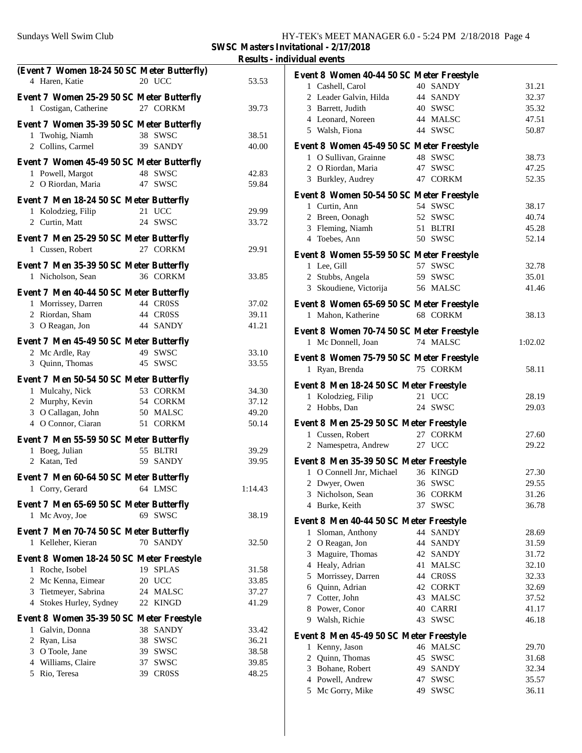**SWSC Masters Invitational - 2/17/2018**

**Results - individual events**

### (Event 7 Women 18-24 50 SC Meter Butterfly)

| | Name | Age | Team | Time |
|---|---|---|---|---|
| 4 | Haren, Katie | 20 | UCC | 53.53 |

### Event 7 Women 25-29 50 SC Meter Butterfly

| | Name | Age | Team | Time |
|---|---|---|---|---|
| 1 | Costigan, Catherine | 27 | CORKM | 39.73 |

### Event 7 Women 35-39 50 SC Meter Butterfly

| | Name | Age | Team | Time |
|---|---|---|---|---|
| 1 | Twohig, Niamh | 38 | SWSC | 38.51 |
| 2 | Collins, Carmel | 39 | SANDY | 40.00 |

### Event 7 Women 45-49 50 SC Meter Butterfly

| | Name | Age | Team | Time |
|---|---|---|---|---|
| 1 | Powell, Margot | 48 | SWSC | 42.83 |
| 2 | O Riordan, Maria | 47 | SWSC | 59.84 |

### Event 7 Men 18-24 50 SC Meter Butterfly

| | Name | Age | Team | Time |
|---|---|---|---|---|
| 1 | Kolodzieg, Filip | 21 | UCC | 29.99 |
| 2 | Curtin, Matt | 24 | SWSC | 33.72 |

### Event 7 Men 25-29 50 SC Meter Butterfly

| | Name | Age | Team | Time |
|---|---|---|---|---|
| 1 | Cussen, Robert | 27 | CORKM | 29.91 |

### Event 7 Men 35-39 50 SC Meter Butterfly

| | Name | Age | Team | Time |
|---|---|---|---|---|
| 1 | Nicholson, Sean | 36 | CORKM | 33.85 |

### Event 7 Men 40-44 50 SC Meter Butterfly

| | Name | Age | Team | Time |
|---|---|---|---|---|
| 1 | Morrissey, Darren | 44 | CR0SS | 37.02 |
| 2 | Riordan, Sham | 44 | CR0SS | 39.11 |
| 3 | O Reagan, Jon | 44 | SANDY | 41.21 |

### Event 7 Men 45-49 50 SC Meter Butterfly

| | Name | Age | Team | Time |
|---|---|---|---|---|
| 2 | Mc Ardle, Ray | 49 | SWSC | 33.10 |
| 3 | Quinn, Thomas | 45 | SWSC | 33.55 |

### Event 7 Men 50-54 50 SC Meter Butterfly

| | Name | Age | Team | Time |
|---|---|---|---|---|
| 1 | Mulcahy, Nick | 53 | CORKM | 34.30 |
| 2 | Murphy, Kevin | 54 | CORKM | 37.12 |
| 3 | O Callagan, John | 50 | MALSC | 49.20 |
| 4 | O Connor, Ciaran | 51 | CORKM | 50.14 |

### Event 7 Men 55-59 50 SC Meter Butterfly

| | Name | Age | Team | Time |
|---|---|---|---|---|
| 1 | Boeg, Julian | 55 | BLTRI | 39.29 |
| 2 | Katan, Ted | 59 | SANDY | 39.95 |

### Event 7 Men 60-64 50 SC Meter Butterfly

| | Name | Age | Team | Time |
|---|---|---|---|---|
| 1 | Corry, Gerard | 64 | LMSC | 1:14.43 |

### Event 7 Men 65-69 50 SC Meter Butterfly

| | Name | Age | Team | Time |
|---|---|---|---|---|
| 1 | Mc Avoy, Joe | 69 | SWSC | 38.19 |

### Event 7 Men 70-74 50 SC Meter Butterfly

| | Name | Age | Team | Time |
|---|---|---|---|---|
| 1 | Kelleher, Kieran | 70 | SANDY | 32.50 |

### Event 8 Women 18-24 50 SC Meter Freestyle

| | Name | Age | Team | Time |
|---|---|---|---|---|
| 1 | Roche, Isobel | 19 | SPLAS | 31.58 |
| 2 | Mc Kenna, Eimear | 20 | UCC | 33.85 |
| 3 | Tietmeyer, Sabrina | 24 | MALSC | 37.27 |
| 4 | Stokes Hurley, Sydney | 22 | KINGD | 41.29 |

### Event 8 Women 35-39 50 SC Meter Freestyle

| | Name | Age | Team | Time |
|---|---|---|---|---|
| 1 | Galvin, Donna | 38 | SANDY | 33.42 |
| 2 | Ryan, Lisa | 38 | SWSC | 36.21 |
| 3 | O Toole, Jane | 39 | SWSC | 38.58 |
| 4 | Williams, Claire | 37 | SWSC | 39.85 |
| 5 | Rio, Teresa | 39 | CR0SS | 48.25 |

### Event 8 Women 40-44 50 SC Meter Freestyle

| | Name | Age | Team | Time |
|---|---|---|---|---|
| 1 | Cashell, Carol | 40 | SANDY | 31.21 |
| 2 | Leader Galvin, Hilda | 44 | SANDY | 32.37 |
| 3 | Barrett, Judith | 40 | SWSC | 35.32 |
| 4 | Leonard, Noreen | 44 | MALSC | 47.51 |
| 5 | Walsh, Fiona | 44 | SWSC | 50.87 |

### Event 8 Women 45-49 50 SC Meter Freestyle

| | Name | Age | Team | Time |
|---|---|---|---|---|
| 1 | O Sullivan, Grainne | 48 | SWSC | 38.73 |
| 2 | O Riordan, Maria | 47 | SWSC | 47.25 |
| 3 | Burkley, Audrey | 47 | CORKM | 52.35 |

### Event 8 Women 50-54 50 SC Meter Freestyle

| | Name | Age | Team | Time |
|---|---|---|---|---|
| 1 | Curtin, Ann | 54 | SWSC | 38.17 |
| 2 | Breen, Oonagh | 52 | SWSC | 40.74 |
| 3 | Fleming, Niamh | 51 | BLTRI | 45.28 |
| 4 | Toebes, Ann | 50 | SWSC | 52.14 |

### Event 8 Women 55-59 50 SC Meter Freestyle

| | Name | Age | Team | Time |
|---|---|---|---|---|
| 1 | Lee, Gill | 57 | SWSC | 32.78 |
| 2 | Stubbs, Angela | 59 | SWSC | 35.01 |
| 3 | Skoudiene, Victorija | 56 | MALSC | 41.46 |

### Event 8 Women 65-69 50 SC Meter Freestyle

| | Name | Age | Team | Time |
|---|---|---|---|---|
| 1 | Mahon, Katherine | 68 | CORKM | 38.13 |

### Event 8 Women 70-74 50 SC Meter Freestyle

| | Name | Age | Team | Time |
|---|---|---|---|---|
| 1 | Mc Donnell, Joan | 74 | MALSC | 1:02.02 |

### Event 8 Women 75-79 50 SC Meter Freestyle

| | Name | Age | Team | Time |
|---|---|---|---|---|
| 1 | Ryan, Brenda | 75 | CORKM | 58.11 |

### Event 8 Men 18-24 50 SC Meter Freestyle

| | Name | Age | Team | Time |
|---|---|---|---|---|
| 1 | Kolodzieg, Filip | 21 | UCC | 28.19 |
| 2 | Hobbs, Dan | 24 | SWSC | 29.03 |

### Event 8 Men 25-29 50 SC Meter Freestyle

| | Name | Age | Team | Time |
|---|---|---|---|---|
| 1 | Cussen, Robert | 27 | CORKM | 27.60 |
| 2 | Namespetra, Andrew | 27 | UCC | 29.22 |

### Event 8 Men 35-39 50 SC Meter Freestyle

| | Name | Age | Team | Time |
|---|---|---|---|---|
| 1 | O Connell Jnr, Michael | 36 | KINGD | 27.30 |
| 2 | Dwyer, Owen | 36 | SWSC | 29.55 |
| 3 | Nicholson, Sean | 36 | CORKM | 31.26 |
| 4 | Burke, Keith | 37 | SWSC | 36.78 |

### Event 8 Men 40-44 50 SC Meter Freestyle

| | Name | Age | Team | Time |
|---|---|---|---|---|
| 1 | Sloman, Anthony | 44 | SANDY | 28.69 |
| 2 | O Reagan, Jon | 44 | SANDY | 31.59 |
| 3 | Maguire, Thomas | 42 | SANDY | 31.72 |
| 4 | Healy, Adrian | 41 | MALSC | 32.10 |
| 5 | Morrissey, Darren | 44 | CR0SS | 32.33 |
| 6 | Quinn, Adrian | 42 | CORKT | 32.69 |
| 7 | Cotter, John | 43 | MALSC | 37.52 |
| 8 | Power, Conor | 40 | CARRI | 41.17 |
| 9 | Walsh, Richie | 43 | SWSC | 46.18 |

### Event 8 Men 45-49 50 SC Meter Freestyle

| | Name | Age | Team | Time |
|---|---|---|---|---|
| 1 | Kenny, Jason | 46 | MALSC | 29.70 |
| 2 | Quinn, Thomas | 45 | SWSC | 31.68 |
| 3 | Bohane, Robert | 49 | SANDY | 32.34 |
| 4 | Powell, Andrew | 47 | SWSC | 35.57 |
| 5 | Mc Gorry, Mike | 49 | SWSC | 36.11 |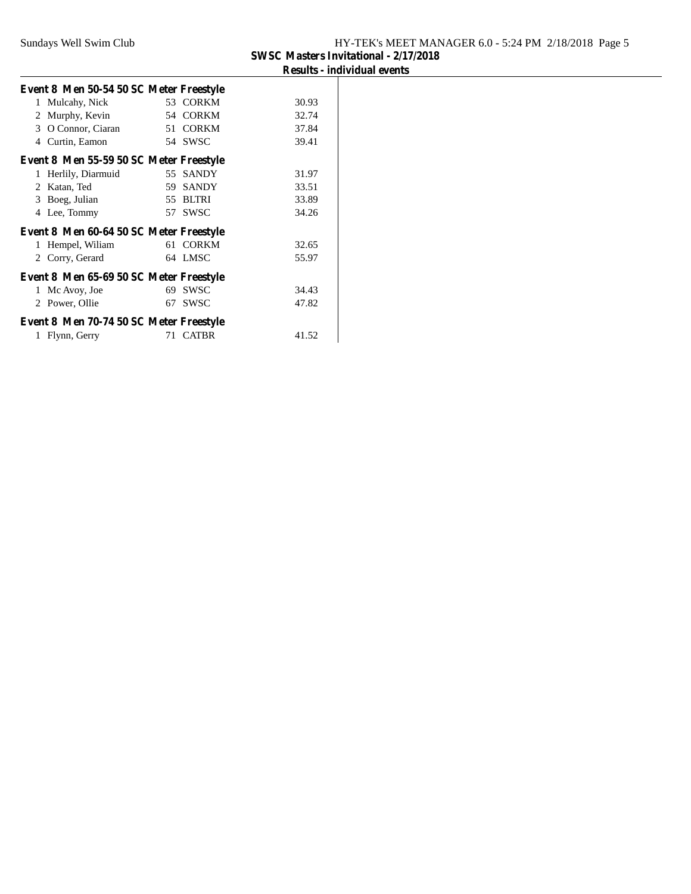## SWSC Masters Invitational - 2/17/2018

### Results - individual events

**Event 8 Men 50-54 50 SC Meter Freestyle**

| Place | Name | Age | Team | Time |
|---|---|---|---|---|
| 1 | Mulcahy, Nick | 53 | CORKM | 30.93 |
| 2 | Murphy, Kevin | 54 | CORKM | 32.74 |
| 3 | O Connor, Ciaran | 51 | CORKM | 37.84 |
| 4 | Curtin, Eamon | 54 | SWSC | 39.41 |

**Event 8 Men 55-59 50 SC Meter Freestyle**

| Place | Name | Age | Team | Time |
|---|---|---|---|---|
| 1 | Herlily, Diarmuid | 55 | SANDY | 31.97 |
| 2 | Katan, Ted | 59 | SANDY | 33.51 |
| 3 | Boeg, Julian | 55 | BLTRI | 33.89 |
| 4 | Lee, Tommy | 57 | SWSC | 34.26 |

**Event 8 Men 60-64 50 SC Meter Freestyle**

| Place | Name | Age | Team | Time |
|---|---|---|---|---|
| 1 | Hempel, Wiliam | 61 | CORKM | 32.65 |
| 2 | Corry, Gerard | 64 | LMSC | 55.97 |

**Event 8 Men 65-69 50 SC Meter Freestyle**

| Place | Name | Age | Team | Time |
|---|---|---|---|---|
| 1 | Mc Avoy, Joe | 69 | SWSC | 34.43 |
| 2 | Power, Ollie | 67 | SWSC | 47.82 |

**Event 8 Men 70-74 50 SC Meter Freestyle**

| Place | Name | Age | Team | Time |
|---|---|---|---|---|
| 1 | Flynn, Gerry | 71 | CATBR | 41.52 |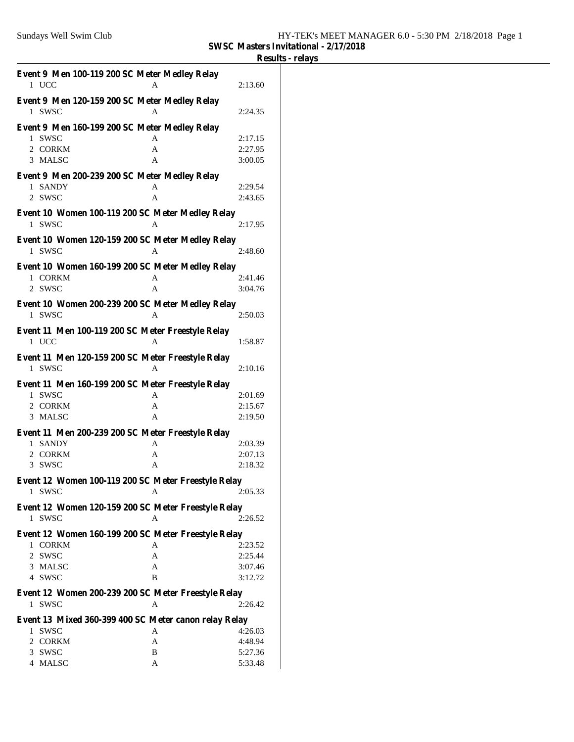**SWSC Masters Invitational - 2/17/2018**

**Results - relays**

**Event 9 Men 100-119 200 SC Meter Medley Relay**

| | | | |
|---|---|---|---|
| 1 | UCC | A | 2:13.60 |

**Event 9 Men 120-159 200 SC Meter Medley Relay**

| | | | |
|---|---|---|---|
| 1 | SWSC | A | 2:24.35 |

**Event 9 Men 160-199 200 SC Meter Medley Relay**

| | | | |
|---|---|---|---|
| 1 | SWSC | A | 2:17.15 |
| 2 | CORKM | A | 2:27.95 |
| 3 | MALSC | A | 3:00.05 |

**Event 9 Men 200-239 200 SC Meter Medley Relay**

| | | | |
|---|---|---|---|
| 1 | SANDY | A | 2:29.54 |
| 2 | SWSC | A | 2:43.65 |

**Event 10 Women 100-119 200 SC Meter Medley Relay**

| | | | |
|---|---|---|---|
| 1 | SWSC | A | 2:17.95 |

**Event 10 Women 120-159 200 SC Meter Medley Relay**

| | | | |
|---|---|---|---|
| 1 | SWSC | A | 2:48.60 |

**Event 10 Women 160-199 200 SC Meter Medley Relay**

| | | | |
|---|---|---|---|
| 1 | CORKM | A | 2:41.46 |
| 2 | SWSC | A | 3:04.76 |

**Event 10 Women 200-239 200 SC Meter Medley Relay**

| | | | |
|---|---|---|---|
| 1 | SWSC | A | 2:50.03 |

**Event 11 Men 100-119 200 SC Meter Freestyle Relay**

| | | | |
|---|---|---|---|
| 1 | UCC | A | 1:58.87 |

**Event 11 Men 120-159 200 SC Meter Freestyle Relay**

| | | | |
|---|---|---|---|
| 1 | SWSC | A | 2:10.16 |

**Event 11 Men 160-199 200 SC Meter Freestyle Relay**

| | | | |
|---|---|---|---|
| 1 | SWSC | A | 2:01.69 |
| 2 | CORKM | A | 2:15.67 |
| 3 | MALSC | A | 2:19.50 |

**Event 11 Men 200-239 200 SC Meter Freestyle Relay**

| | | | |
|---|---|---|---|
| 1 | SANDY | A | 2:03.39 |
| 2 | CORKM | A | 2:07.13 |
| 3 | SWSC | A | 2:18.32 |

**Event 12 Women 100-119 200 SC Meter Freestyle Relay**

| | | | |
|---|---|---|---|
| 1 | SWSC | A | 2:05.33 |

**Event 12 Women 120-159 200 SC Meter Freestyle Relay**

| | | | |
|---|---|---|---|
| 1 | SWSC | A | 2:26.52 |

**Event 12 Women 160-199 200 SC Meter Freestyle Relay**

| | | | |
|---|---|---|---|
| 1 | CORKM | A | 2:23.52 |
| 2 | SWSC | A | 2:25.44 |
| 3 | MALSC | A | 3:07.46 |
| 4 | SWSC | B | 3:12.72 |

**Event 12 Women 200-239 200 SC Meter Freestyle Relay**

| | | | |
|---|---|---|---|
| 1 | SWSC | A | 2:26.42 |

**Event 13 Mixed 360-399 400 SC Meter canon relay Relay**

| | | | |
|---|---|---|---|
| 1 | SWSC | A | 4:26.03 |
| 2 | CORKM | A | 4:48.94 |
| 3 | SWSC | B | 5:27.36 |
| 4 | MALSC | A | 5:33.48 |